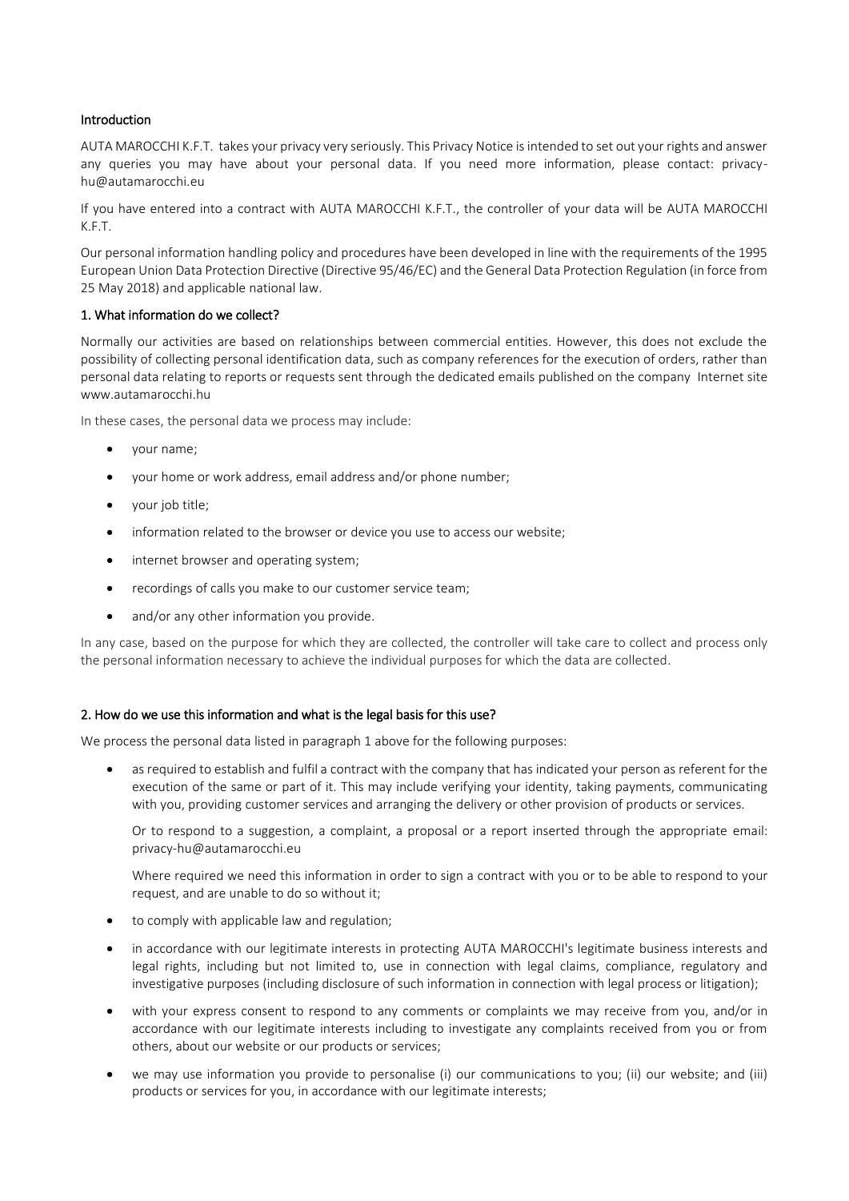## Introduction

AUTA MAROCCHI K.F.T. takes your privacy very seriously. This Privacy Notice is intended to set out your rights and answer any queries you may have about your personal data. If you need more information, please contact: privacy-hu@autamarocchi.eu

If you have entered into a contract with AUTA MAROCCHI K.F.T., the controller of your data will be AUTA MAROCCHI K.F.T.

Our personal information handling policy and procedures have been developed in line with the requirements of the 1995 European Union Data Protection Directive (Directive 95/46/EC) and the General Data Protection Regulation (in force from 25 May 2018) and applicable national law.

## 1. What information do we collect?

Normally our activities are based on relationships between commercial entities. However, this does not exclude the possibility of collecting personal identification data, such as company references for the execution of orders, rather than personal data relating to reports or requests sent through the dedicated emails published on the company Internet site www.autamarocchi.hu

In these cases, the personal data we process may include:

- your name;
- your home or work address, email address and/or phone number;
- your job title;
- information related to the browser or device you use to access our website;
- internet browser and operating system;
- recordings of calls you make to our customer service team;
- and/or any other information you provide.

In any case, based on the purpose for which they are collected, the controller will take care to collect and process only the personal information necessary to achieve the individual purposes for which the data are collected.

## 2. How do we use this information and what is the legal basis for this use?

We process the personal data listed in paragraph 1 above for the following purposes:

- as required to establish and fulfil a contract with the company that has indicated your person as referent for the execution of the same or part of it. This may include verifying your identity, taking payments, communicating with you, providing customer services and arranging the delivery or other provision of products or services.

  Or to respond to a suggestion, a complaint, a proposal or a report inserted through the appropriate email: privacy-hu@autamarocchi.eu

  Where required we need this information in order to sign a contract with you or to be able to respond to your request, and are unable to do so without it;
- to comply with applicable law and regulation;
- in accordance with our legitimate interests in protecting AUTA MAROCCHI's legitimate business interests and legal rights, including but not limited to, use in connection with legal claims, compliance, regulatory and investigative purposes (including disclosure of such information in connection with legal process or litigation);
- with your express consent to respond to any comments or complaints we may receive from you, and/or in accordance with our legitimate interests including to investigate any complaints received from you or from others, about our website or our products or services;
- we may use information you provide to personalise (i) our communications to you; (ii) our website; and (iii) products or services for you, in accordance with our legitimate interests;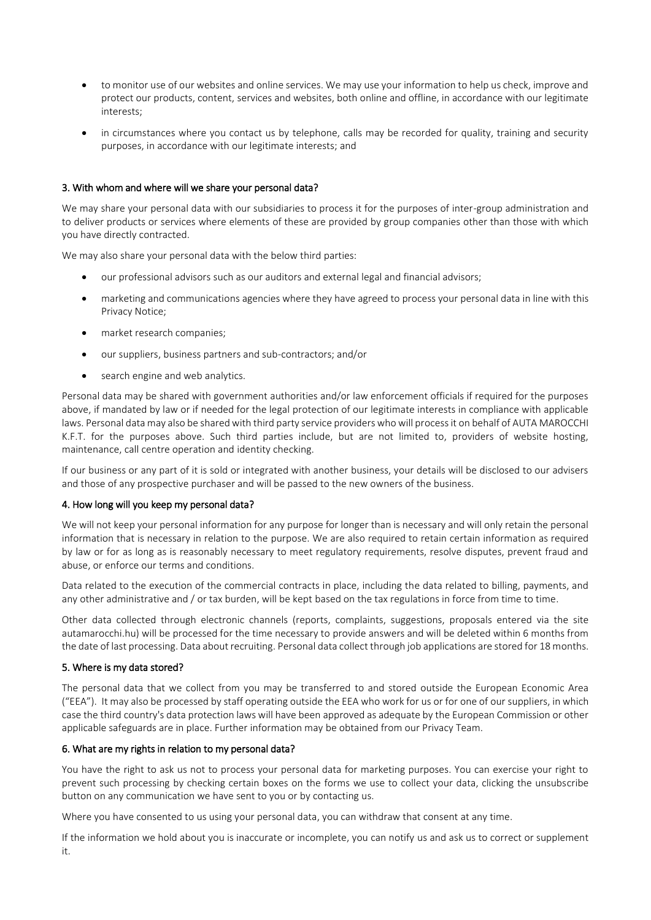- to monitor use of our websites and online services. We may use your information to help us check, improve and protect our products, content, services and websites, both online and offline, in accordance with our legitimate interests;
- in circumstances where you contact us by telephone, calls may be recorded for quality, training and security purposes, in accordance with our legitimate interests; and

## 3. With whom and where will we share your personal data?

We may share your personal data with our subsidiaries to process it for the purposes of inter-group administration and to deliver products or services where elements of these are provided by group companies other than those with which you have directly contracted.

We may also share your personal data with the below third parties:

- our professional advisors such as our auditors and external legal and financial advisors;
- marketing and communications agencies where they have agreed to process your personal data in line with this Privacy Notice;
- market research companies;
- our suppliers, business partners and sub-contractors; and/or
- search engine and web analytics.

Personal data may be shared with government authorities and/or law enforcement officials if required for the purposes above, if mandated by law or if needed for the legal protection of our legitimate interests in compliance with applicable laws. Personal data may also be shared with third party service providers who will process it on behalf of AUTA MAROCCHI K.F.T. for the purposes above. Such third parties include, but are not limited to, providers of website hosting, maintenance, call centre operation and identity checking.

If our business or any part of it is sold or integrated with another business, your details will be disclosed to our advisers and those of any prospective purchaser and will be passed to the new owners of the business.

## 4. How long will you keep my personal data?

We will not keep your personal information for any purpose for longer than is necessary and will only retain the personal information that is necessary in relation to the purpose. We are also required to retain certain information as required by law or for as long as is reasonably necessary to meet regulatory requirements, resolve disputes, prevent fraud and abuse, or enforce our terms and conditions.

Data related to the execution of the commercial contracts in place, including the data related to billing, payments, and any other administrative and / or tax burden, will be kept based on the tax regulations in force from time to time.

Other data collected through electronic channels (reports, complaints, suggestions, proposals entered via the site autamarocchi.hu) will be processed for the time necessary to provide answers and will be deleted within 6 months from the date of last processing. Data about recruiting. Personal data collect through job applications are stored for 18 months.

## 5. Where is my data stored?

The personal data that we collect from you may be transferred to and stored outside the European Economic Area ("EEA"). It may also be processed by staff operating outside the EEA who work for us or for one of our suppliers, in which case the third country's data protection laws will have been approved as adequate by the European Commission or other applicable safeguards are in place. Further information may be obtained from our Privacy Team.

## 6. What are my rights in relation to my personal data?

You have the right to ask us not to process your personal data for marketing purposes. You can exercise your right to prevent such processing by checking certain boxes on the forms we use to collect your data, clicking the unsubscribe button on any communication we have sent to you or by contacting us.

Where you have consented to us using your personal data, you can withdraw that consent at any time.

If the information we hold about you is inaccurate or incomplete, you can notify us and ask us to correct or supplement it.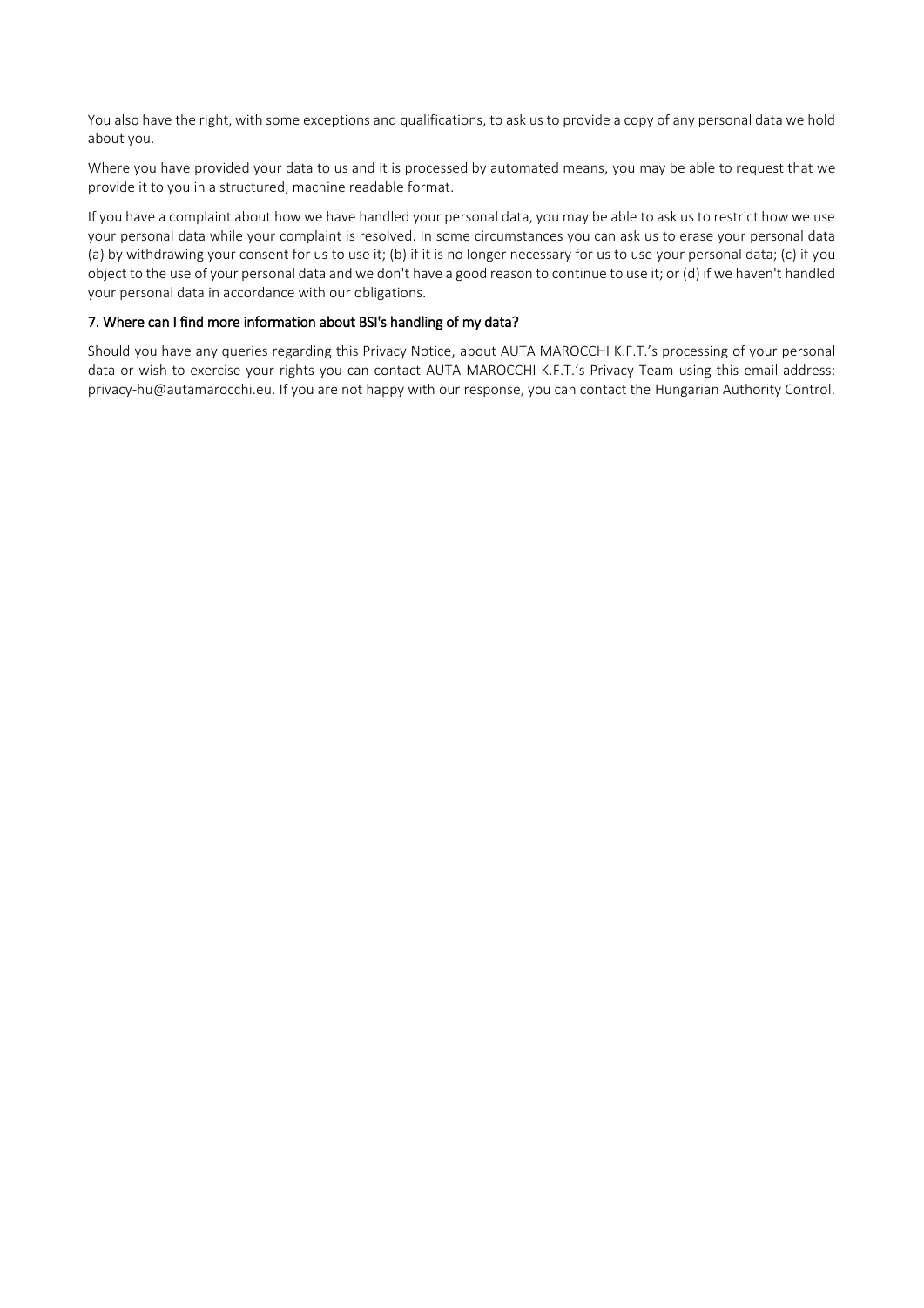You also have the right, with some exceptions and qualifications, to ask us to provide a copy of any personal data we hold about you.

Where you have provided your data to us and it is processed by automated means, you may be able to request that we provide it to you in a structured, machine readable format.

If you have a complaint about how we have handled your personal data, you may be able to ask us to restrict how we use your personal data while your complaint is resolved. In some circumstances you can ask us to erase your personal data (a) by withdrawing your consent for us to use it; (b) if it is no longer necessary for us to use your personal data; (c) if you object to the use of your personal data and we don't have a good reason to continue to use it; or (d) if we haven't handled your personal data in accordance with our obligations.

### 7. Where can I find more information about BSI's handling of my data?

Should you have any queries regarding this Privacy Notice, about AUTA MAROCCHI K.F.T.'s processing of your personal data or wish to exercise your rights you can contact AUTA MAROCCHI K.F.T.'s Privacy Team using this email address: privacy-hu@autamarocchi.eu. If you are not happy with our response, you can contact the Hungarian Authority Control.